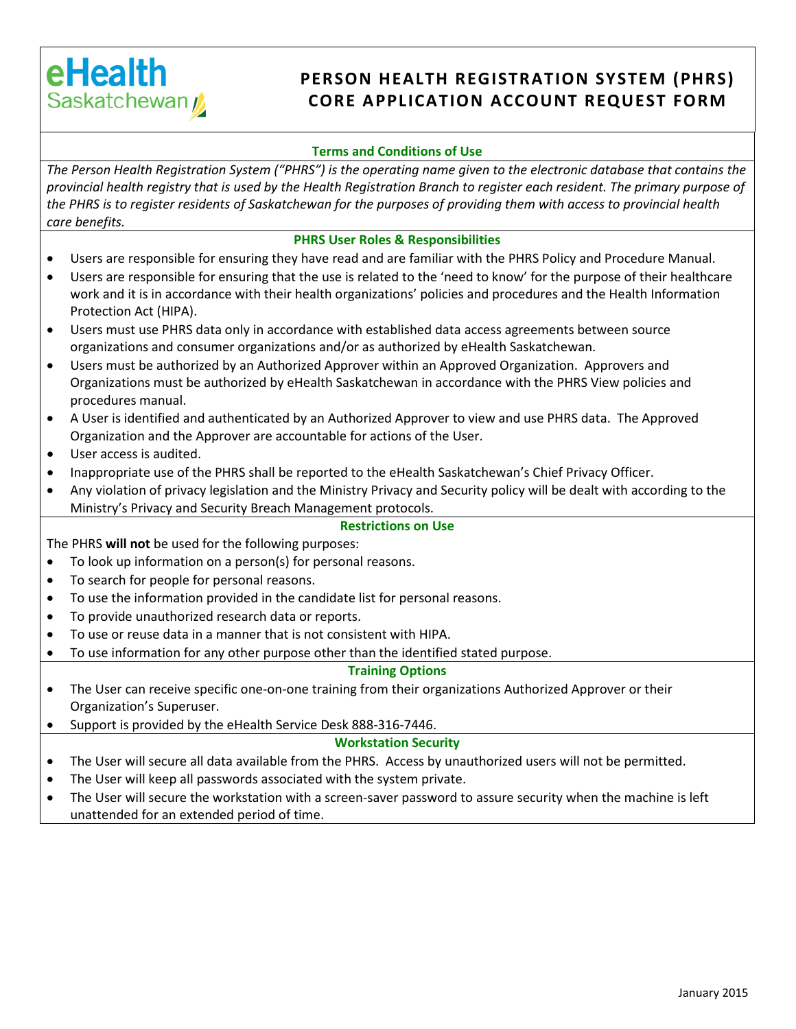eHealth Saskatchewan

# PERSON HEALTH REGISTRATION SYSTEM (PHRS) CORE APPLICATION ACCOUNT REQUEST FORM

## Terms and Conditions of Use

*The Person Health Registration System ("PHRS") is the operating name given to the electronic database that contains the provincial health registry that is used by the Health Registration Branch to register each resident. The primary purpose of the PHRS is to register residents of Saskatchewan for the purposes of providing them with access to provincial health care benefits.*

## PHRS User Roles & Responsibilities

- Users are responsible for ensuring they have read and are familiar with the PHRS Policy and Procedure Manual.
- Users are responsible for ensuring that the use is related to the 'need to know' for the purpose of their healthcare work and it is in accordance with their health organizations' policies and procedures and the Health Information Protection Act (HIPA).
- Users must use PHRS data only in accordance with established data access agreements between source organizations and consumer organizations and/or as authorized by eHealth Saskatchewan.
- Users must be authorized by an Authorized Approver within an Approved Organization. Approvers and Organizations must be authorized by eHealth Saskatchewan in accordance with the PHRS View policies and procedures manual.
- A User is identified and authenticated by an Authorized Approver to view and use PHRS data. The Approved Organization and the Approver are accountable for actions of the User.
- User access is audited.
- Inappropriate use of the PHRS shall be reported to the eHealth Saskatchewan's Chief Privacy Officer.
- Any violation of privacy legislation and the Ministry Privacy and Security policy will be dealt with according to the Ministry's Privacy and Security Breach Management protocols.

## Restrictions on Use

The PHRS **will not** be used for the following purposes:

- To look up information on a person(s) for personal reasons.
- To search for people for personal reasons.
- To use the information provided in the candidate list for personal reasons.
- To provide unauthorized research data or reports.
- To use or reuse data in a manner that is not consistent with HIPA.
- To use information for any other purpose other than the identified stated purpose.

## Training Options

- The User can receive specific one-on-one training from their organizations Authorized Approver or their Organization's Superuser.
- Support is provided by the eHealth Service Desk 888-316-7446.

## Workstation Security

- The User will secure all data available from the PHRS. Access by unauthorized users will not be permitted.
- The User will keep all passwords associated with the system private.
- The User will secure the workstation with a screen-saver password to assure security when the machine is left unattended for an extended period of time.

January 2015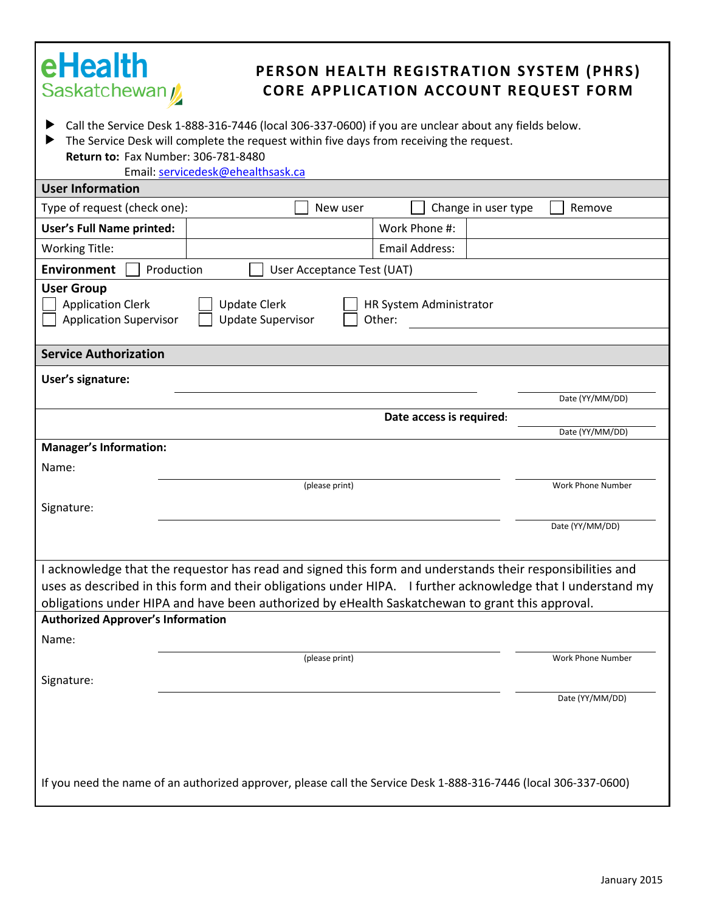eHealth Saskatchewan

# PERSON HEALTH REGISTRATION SYSTEM (PHRS) CORE APPLICATION ACCOUNT REQUEST FORM

- Call the Service Desk 1-888-316-7446 (local 306-337-0600) if you are unclear about any fields below.
- The Service Desk will complete the request within five days from receiving the request.

**Return to:** Fax Number: 306-781-8480
Email: servicedesk@ehealthsask.ca

## User Information

Type of request (check one): ☐ New user ☐ Change in user type ☐ Remove

| | | | |
|---|---|---|---|
| **User's Full Name printed:** | | Work Phone #: | |
| Working Title: | | Email Address: | |

**Environment** ☐ Production ☐ User Acceptance Test (UAT)

**User Group**

☐ Application Clerk ☐ Update Clerk ☐ HR System Administrator
☐ Application Supervisor ☐ Update Supervisor ☐ Other: ____________________

## Service Authorization

**User's signature:** ______________________________ ______________ Date (YY/MM/DD)

**Date access is required:** ______________ Date (YY/MM/DD)

**Manager's Information:**

Name: ______________________________ (please print) ______________ Work Phone Number

Signature: ______________________________ ______________ Date (YY/MM/DD)

I acknowledge that the requestor has read and signed this form and understands their responsibilities and uses as described in this form and their obligations under HIPA. I further acknowledge that I understand my obligations under HIPA and have been authorized by eHealth Saskatchewan to grant this approval.

**Authorized Approver's Information**

Name: ______________________________ (please print) ______________ Work Phone Number

Signature: ______________________________ ______________ Date (YY/MM/DD)

If you need the name of an authorized approver, please call the Service Desk 1-888-316-7446 (local 306-337-0600)

January 2015